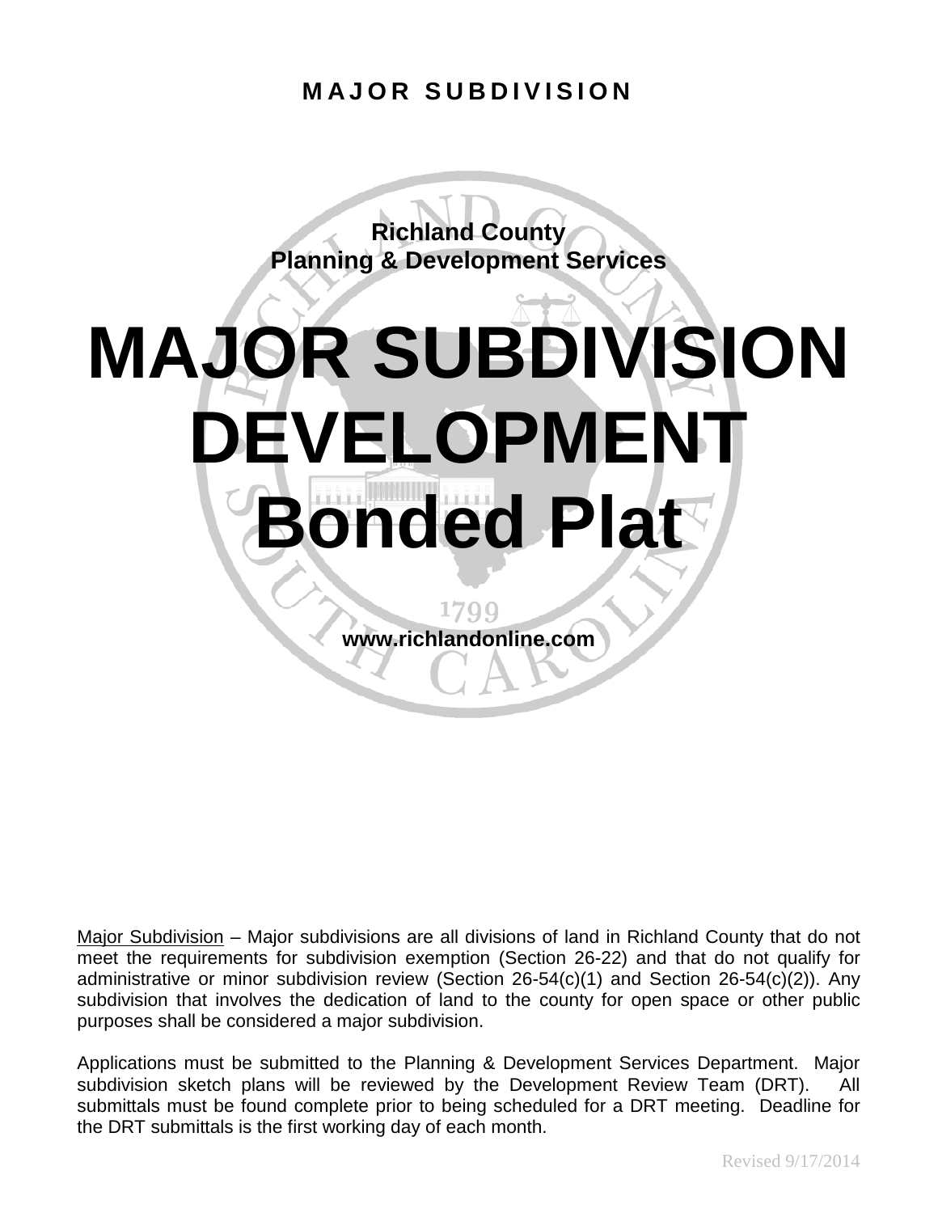# MAJOR SUBDIVISION

**Richland County**
**Planning & Development Services**

# MAJOR SUBDIVISION DEVELOPMENT Bonded Plat

**www.richlandonline.com**

Major Subdivision – Major subdivisions are all divisions of land in Richland County that do not meet the requirements for subdivision exemption (Section 26-22) and that do not qualify for administrative or minor subdivision review (Section 26-54(c)(1) and Section 26-54(c)(2)). Any subdivision that involves the dedication of land to the county for open space or other public purposes shall be considered a major subdivision.

Applications must be submitted to the Planning & Development Services Department. Major subdivision sketch plans will be reviewed by the Development Review Team (DRT). All submittals must be found complete prior to being scheduled for a DRT meeting. Deadline for the DRT submittals is the first working day of each month.

Revised 9/17/2014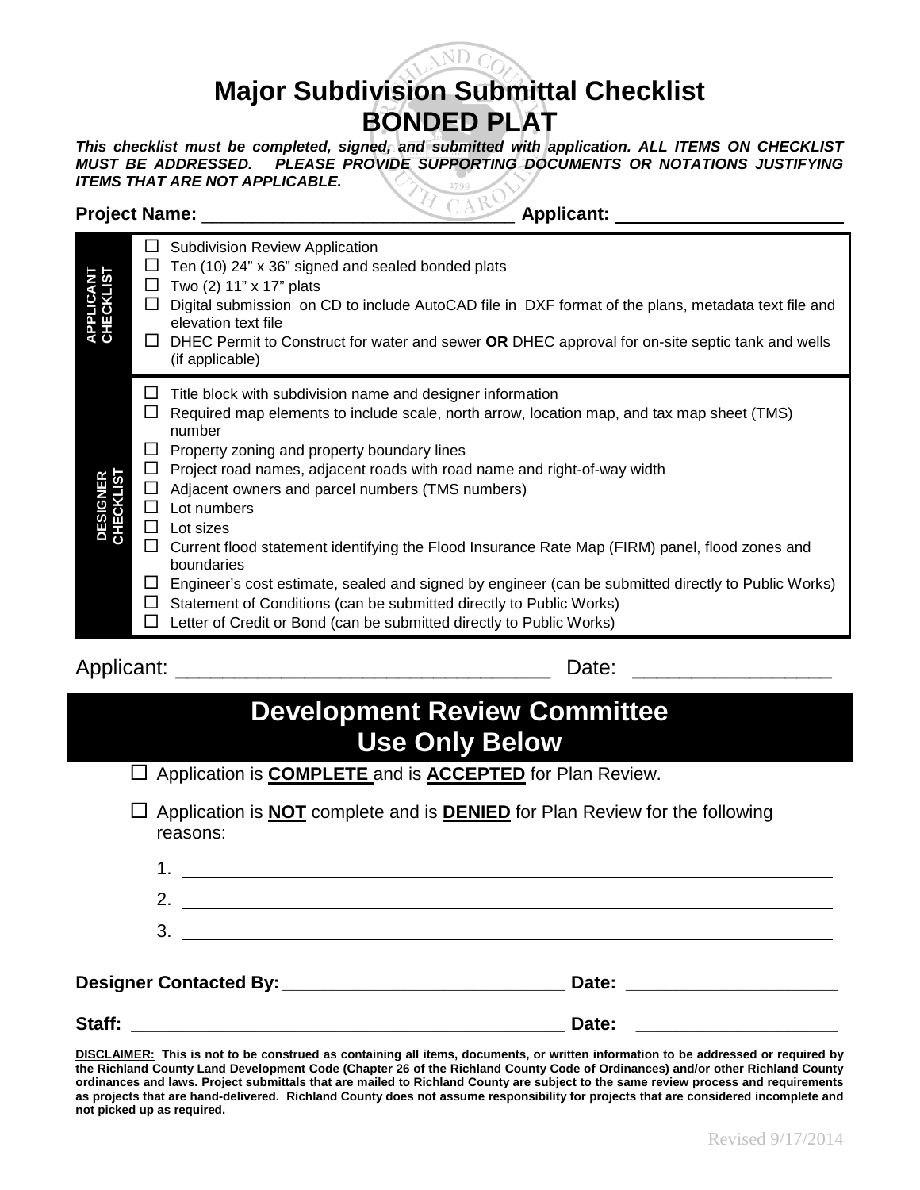# Major Subdivision Submittal Checklist
# BONDED PLAT

***This checklist must be completed, signed, and submitted with application. ALL ITEMS ON CHECKLIST MUST BE ADDRESSED. PLEASE PROVIDE SUPPORTING DOCUMENTS OR NOTATIONS JUSTIFYING ITEMS THAT ARE NOT APPLICABLE.***

**Project Name:** ______________________________ **Applicant:** ______________________

| | |
|---|---|
| **APPLICANT CHECKLIST** | ☐ Subdivision Review Application<br>☐ Ten (10) 24" x 36" signed and sealed bonded plats<br>☐ Two (2) 11" x 17" plats<br>☐ Digital submission on CD to include AutoCAD file in DXF format of the plans, metadata text file and elevation text file<br>☐ DHEC Permit to Construct for water and sewer **OR** DHEC approval for on-site septic tank and wells (if applicable) |
| **DESIGNER CHECKLIST** | ☐ Title block with subdivision name and designer information<br>☐ Required map elements to include scale, north arrow, location map, and tax map sheet (TMS) number<br>☐ Property zoning and property boundary lines<br>☐ Project road names, adjacent roads with road name and right-of-way width<br>☐ Adjacent owners and parcel numbers (TMS numbers)<br>☐ Lot numbers<br>☐ Lot sizes<br>☐ Current flood statement identifying the Flood Insurance Rate Map (FIRM) panel, flood zones and boundaries<br>☐ Engineer's cost estimate, sealed and signed by engineer (can be submitted directly to Public Works)<br>☐ Statement of Conditions (can be submitted directly to Public Works)<br>☐ Letter of Credit or Bond (can be submitted directly to Public Works) |

Applicant: ________________________________ Date: ________________

## Development Review Committee Use Only Below

☐ Application is **COMPLETE** and is **ACCEPTED** for Plan Review.

☐ Application is **NOT** complete and is **DENIED** for Plan Review for the following reasons:

1. ____________________________________________________________
2. ____________________________________________________________
3. ____________________________________________________________

**Designer Contacted By:** _____________________________ **Date:** _____________________

**Staff:** _____________________________________________ **Date:** ____________________

**DISCLAIMER: This is not to be construed as containing all items, documents, or written information to be addressed or required by the Richland County Land Development Code (Chapter 26 of the Richland County Code of Ordinances) and/or other Richland County ordinances and laws. Project submittals that are mailed to Richland County are subject to the same review process and requirements as projects that are hand-delivered. Richland County does not assume responsibility for projects that are considered incomplete and not picked up as required.**

Revised 9/17/2014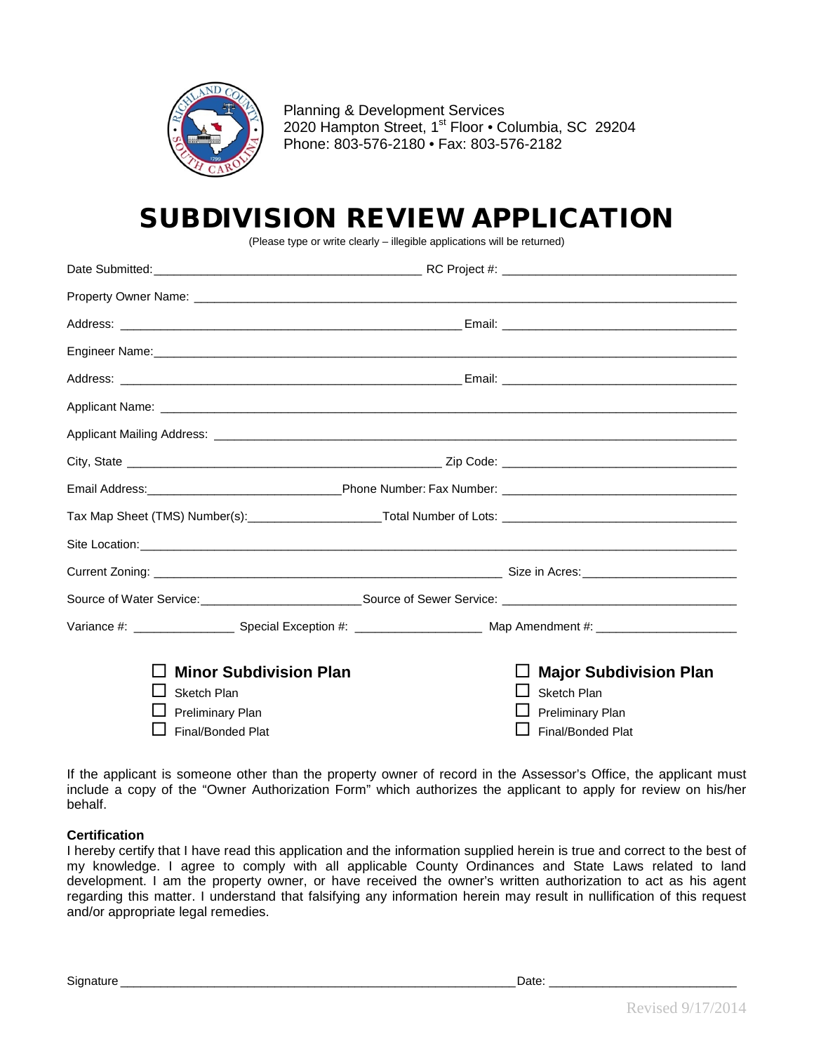Planning & Development Services
2020 Hampton Street, 1st Floor • Columbia, SC 29204
Phone: 803-576-2180 • Fax: 803-576-2182

# SUBDIVISION REVIEW APPLICATION

(Please type or write clearly – illegible applications will be returned)

Date Submitted:_______________________________________ RC Project #: __________________________________

Property Owner Name: _______________________________________________________________________________

Address: ___________________________________________________ Email: ____________________________________

Engineer Name:______________________________________________________________________________________

Address: ___________________________________________________ Email: ____________________________________

Applicant Name: _____________________________________________________________________________________

Applicant Mailing Address: ____________________________________________________________________________

City, State ________________________________________________ Zip Code: ____________________________________

Email Address:_____________________________Phone Number: Fax Number: ____________________________________

Tax Map Sheet (TMS) Number(s):____________________Total Number of Lots: ____________________________________

Site Location:_______________________________________________________________________________________

Current Zoning: ______________________________________________________ Size in Acres:______________________

Source of Water Service:________________________Source of Sewer Service: ____________________________________

Variance #: _______________ Special Exception #: ___________________ Map Amendment #: _____________________

- ☐ **Minor Subdivision Plan**
  - ☐ Sketch Plan
  - ☐ Preliminary Plan
  - ☐ Final/Bonded Plat
- ☐ **Major Subdivision Plan**
  - ☐ Sketch Plan
  - ☐ Preliminary Plan
  - ☐ Final/Bonded Plat

If the applicant is someone other than the property owner of record in the Assessor's Office, the applicant must include a copy of the "Owner Authorization Form" which authorizes the applicant to apply for review on his/her behalf.

**Certification**

I hereby certify that I have read this application and the information supplied herein is true and correct to the best of my knowledge. I agree to comply with all applicable County Ordinances and State Laws related to land development. I am the property owner, or have received the owner's written authorization to act as his agent regarding this matter. I understand that falsifying any information herein may result in nullification of this request and/or appropriate legal remedies.

Signature ___________________________________________________________Date: ___________________________

Revised 9/17/2014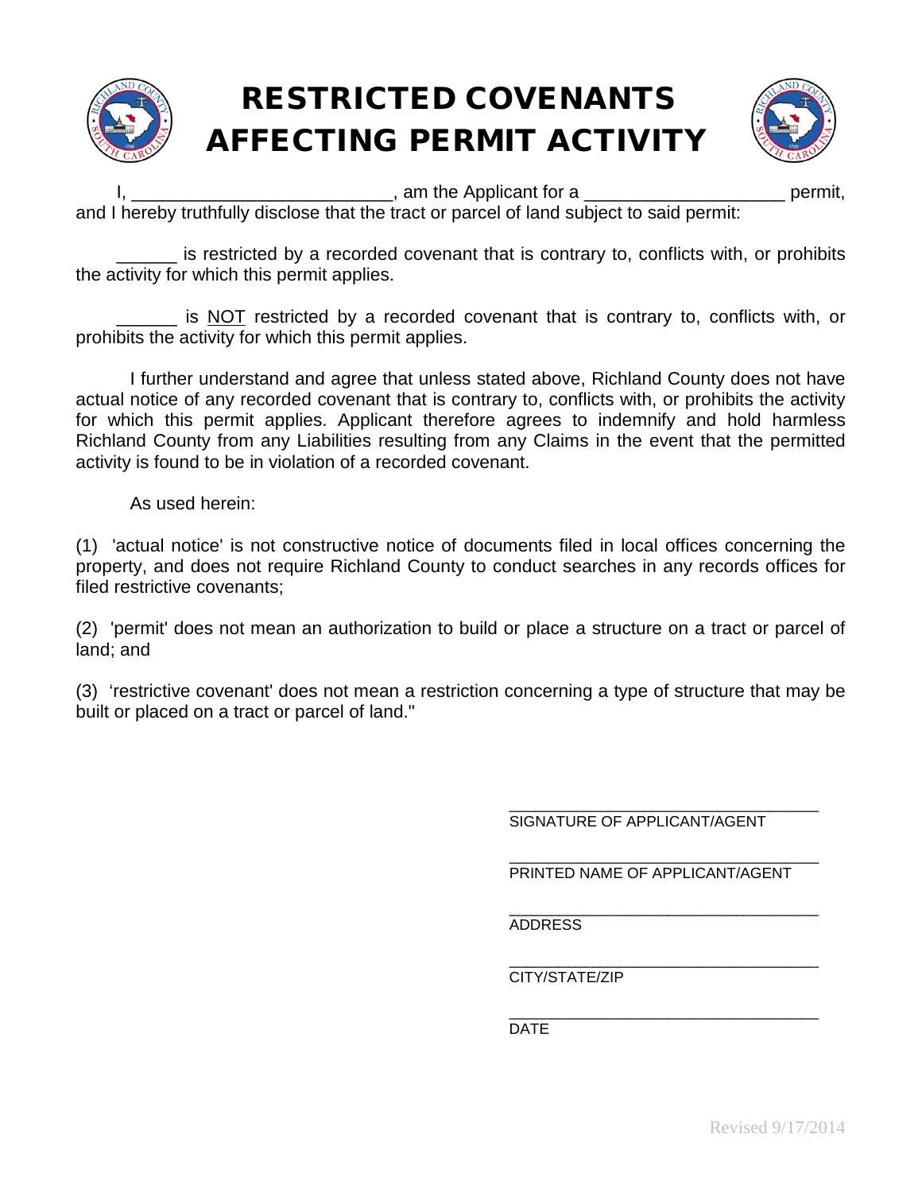# RESTRICTED COVENANTS AFFECTING PERMIT ACTIVITY

I, __________________________, am the Applicant for a ____________________ permit, and I hereby truthfully disclose that the tract or parcel of land subject to said permit:

______ is restricted by a recorded covenant that is contrary to, conflicts with, or prohibits the activity for which this permit applies.

______ is NOT restricted by a recorded covenant that is contrary to, conflicts with, or prohibits the activity for which this permit applies.

I further understand and agree that unless stated above, Richland County does not have actual notice of any recorded covenant that is contrary to, conflicts with, or prohibits the activity for which this permit applies. Applicant therefore agrees to indemnify and hold harmless Richland County from any Liabilities resulting from any Claims in the event that the permitted activity is found to be in violation of a recorded covenant.

As used herein:

(1) 'actual notice' is not constructive notice of documents filed in local offices concerning the property, and does not require Richland County to conduct searches in any records offices for filed restrictive covenants;

(2) 'permit' does not mean an authorization to build or place a structure on a tract or parcel of land; and

(3) 'restrictive covenant' does not mean a restriction concerning a type of structure that may be built or placed on a tract or parcel of land."

_____________________________________
SIGNATURE OF APPLICANT/AGENT

_____________________________________
PRINTED NAME OF APPLICANT/AGENT

_____________________________________
ADDRESS

_____________________________________
CITY/STATE/ZIP

_____________________________________
DATE

Revised 9/17/2014